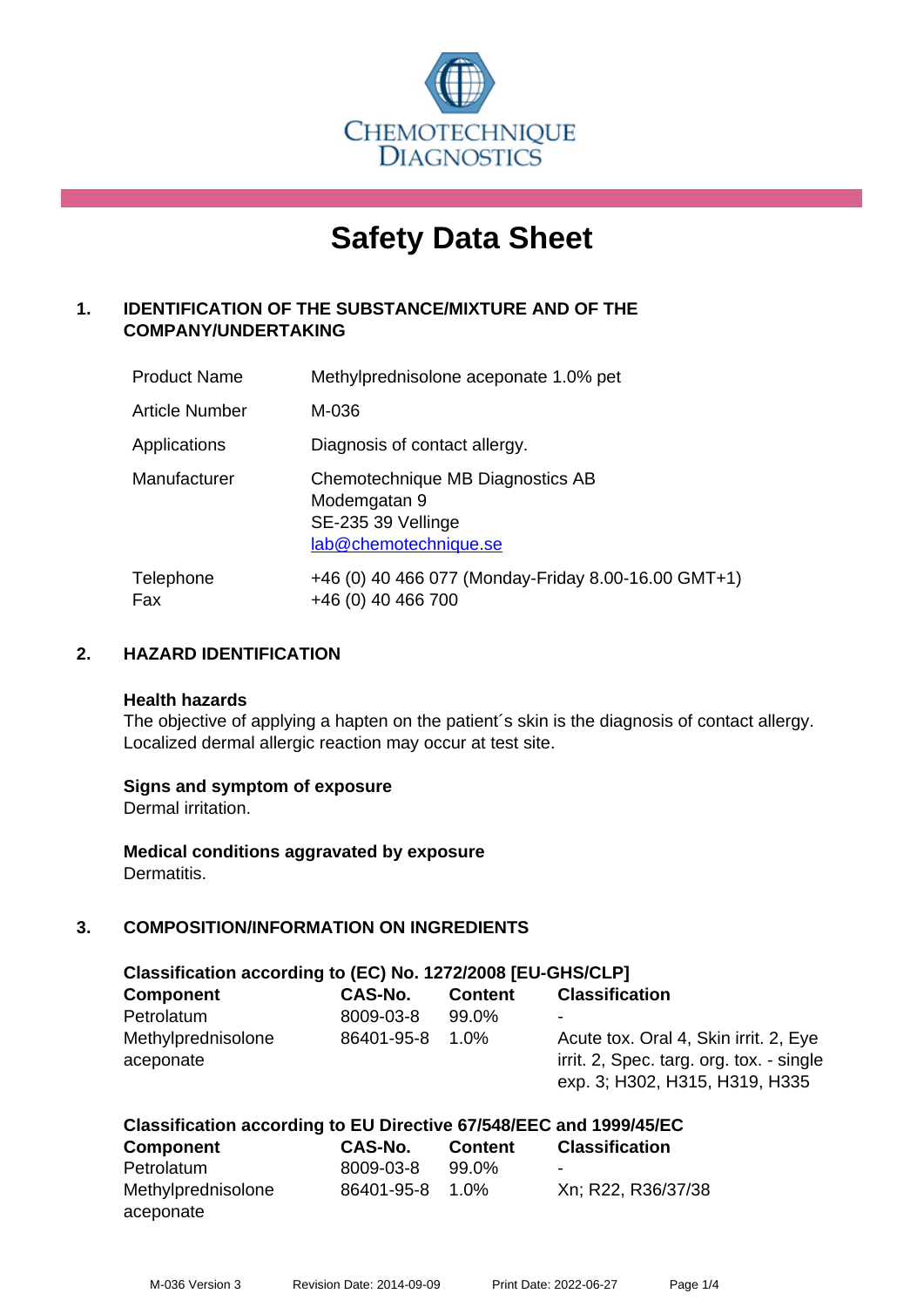CHEMOTECHNIQUE DIAGNOSTICS

# Safety Data Sheet

## 1. IDENTIFICATION OF THE SUBSTANCE/MIXTURE AND OF THE COMPANY/UNDERTAKING

| | |
|---|---|
| Product Name | Methylprednisolone aceponate 1.0% pet |
| Article Number | M-036 |
| Applications | Diagnosis of contact allergy. |
| Manufacturer | Chemotechnique MB Diagnostics AB<br>Modemgatan 9<br>SE-235 39 Vellinge<br>lab@chemotechnique.se |
| Telephone<br>Fax | +46 (0) 40 466 077 (Monday-Friday 8.00-16.00 GMT+1)<br>+46 (0) 40 466 700 |

## 2. HAZARD IDENTIFICATION

**Health hazards**
The objective of applying a hapten on the patient´s skin is the diagnosis of contact allergy. Localized dermal allergic reaction may occur at test site.

**Signs and symptom of exposure**
Dermal irritation.

**Medical conditions aggravated by exposure**
Dermatitis.

## 3. COMPOSITION/INFORMATION ON INGREDIENTS

**Classification according to (EC) No. 1272/2008 [EU-GHS/CLP]**

| Component | CAS-No. | Content | Classification |
|---|---|---|---|
| Petrolatum | 8009-03-8 | 99.0% | - |
| Methylprednisolone aceponate | 86401-95-8 | 1.0% | Acute tox. Oral 4, Skin irrit. 2, Eye irrit. 2, Spec. targ. org. tox. - single exp. 3; H302, H315, H319, H335 |

**Classification according to EU Directive 67/548/EEC and 1999/45/EC**

| Component | CAS-No. | Content | Classification |
|---|---|---|---|
| Petrolatum | 8009-03-8 | 99.0% | - |
| Methylprednisolone aceponate | 86401-95-8 | 1.0% | Xn; R22, R36/37/38 |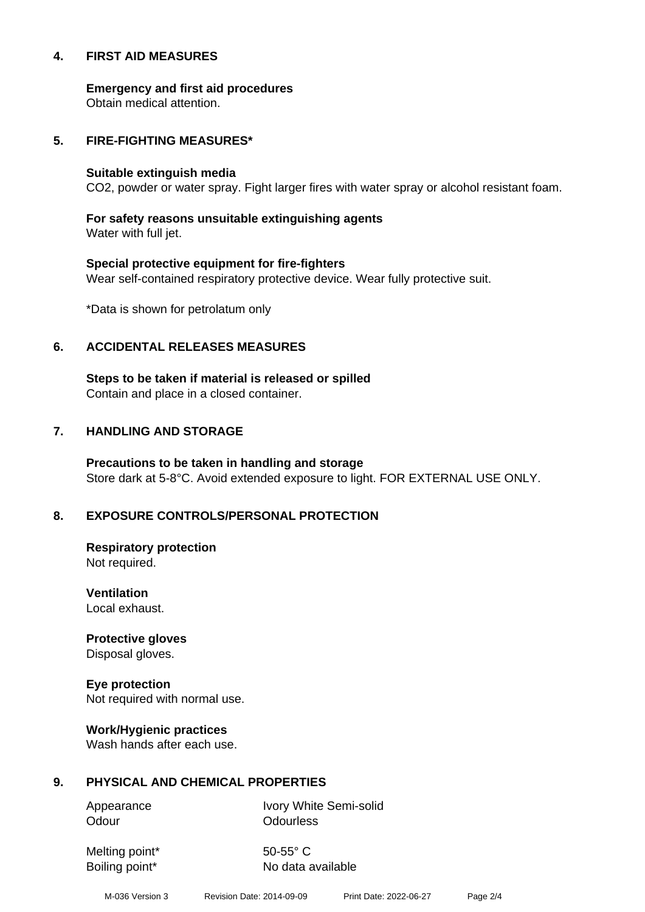## 4. FIRST AID MEASURES

**Emergency and first aid procedures**
Obtain medical attention.

## 5. FIRE-FIGHTING MEASURES*

**Suitable extinguish media**
$CO_2$, powder or water spray. Fight larger fires with water spray or alcohol resistant foam.

**For safety reasons unsuitable extinguishing agents**
Water with full jet.

**Special protective equipment for fire-fighters**
Wear self-contained respiratory protective device. Wear fully protective suit.

*Data is shown for petrolatum only

## 6. ACCIDENTAL RELEASES MEASURES

**Steps to be taken if material is released or spilled**
Contain and place in a closed container.

## 7. HANDLING AND STORAGE

**Precautions to be taken in handling and storage**
Store dark at 5-8°C. Avoid extended exposure to light. FOR EXTERNAL USE ONLY.

## 8. EXPOSURE CONTROLS/PERSONAL PROTECTION

**Respiratory protection**
Not required.

**Ventilation**
Local exhaust.

**Protective gloves**
Disposal gloves.

**Eye protection**
Not required with normal use.

**Work/Hygienic practices**
Wash hands after each use.

## 9. PHYSICAL AND CHEMICAL PROPERTIES

| | |
|---|---|
| Appearance | Ivory White Semi-solid |
| Odour | Odourless |
| Melting point* | 50-55° C |
| Boiling point* | No data available |

M-036 Version 3 Revision Date: 2014-09-09 Print Date: 2022-06-27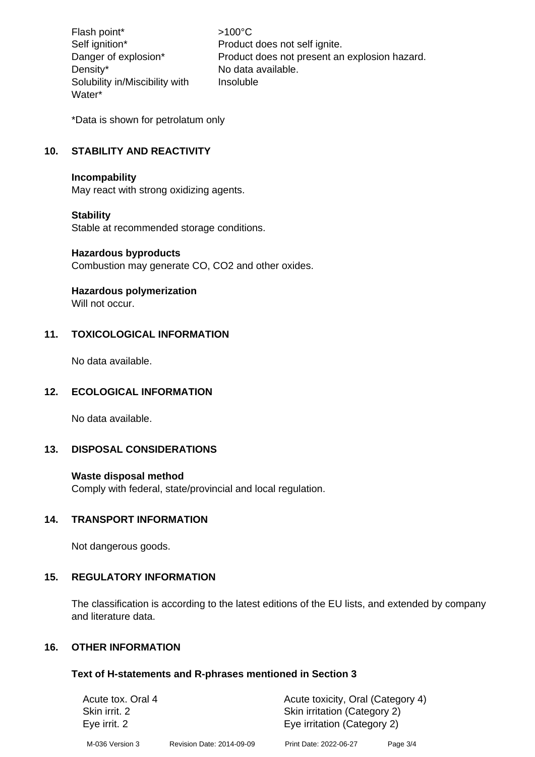| | |
|---|---|
| Flash point* | >100°C |
| Self ignition* | Product does not self ignite. |
| Danger of explosion* | Product does not present an explosion hazard. |
| Density* | No data available. |
| Solubility in/Miscibility with Water* | Insoluble |

*Data is shown for petrolatum only

## 10. STABILITY AND REACTIVITY

**Incompability**
May react with strong oxidizing agents.

**Stability**
Stable at recommended storage conditions.

**Hazardous byproducts**
Combustion may generate CO, $CO_2$ and other oxides.

**Hazardous polymerization**
Will not occur.

## 11. TOXICOLOGICAL INFORMATION

No data available.

## 12. ECOLOGICAL INFORMATION

No data available.

## 13. DISPOSAL CONSIDERATIONS

**Waste disposal method**
Comply with federal, state/provincial and local regulation.

## 14. TRANSPORT INFORMATION

Not dangerous goods.

## 15. REGULATORY INFORMATION

The classification is according to the latest editions of the EU lists, and extended by company and literature data.

## 16. OTHER INFORMATION

### Text of H-statements and R-phrases mentioned in Section 3

| | |
|---|---|
| Acute tox. Oral 4 | Acute toxicity, Oral (Category 4) |
| Skin irrit. 2 | Skin irritation (Category 2) |
| Eye irrit. 2 | Eye irritation (Category 2) |

M-036 Version 3 Revision Date: 2014-09-09 Print Date: 2022-06-27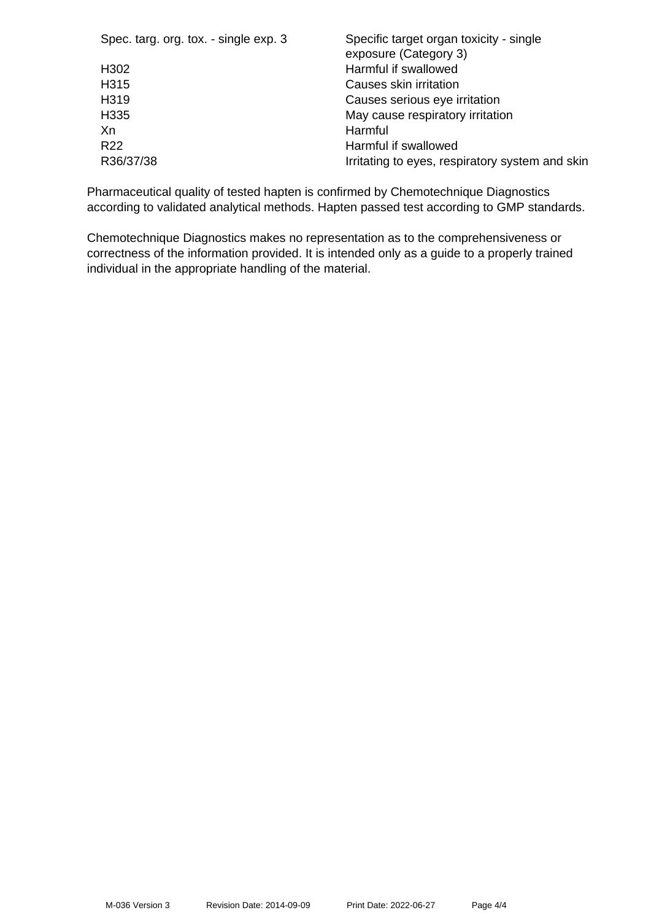| | |
|---|---|
| Spec. targ. org. tox. - single exp. 3 | Specific target organ toxicity - single exposure (Category 3) |
| H302 | Harmful if swallowed |
| H315 | Causes skin irritation |
| H319 | Causes serious eye irritation |
| H335 | May cause respiratory irritation |
| Xn | Harmful |
| R22 | Harmful if swallowed |
| R36/37/38 | Irritating to eyes, respiratory system and skin |

Pharmaceutical quality of tested hapten is confirmed by Chemotechnique Diagnostics according to validated analytical methods. Hapten passed test according to GMP standards.

Chemotechnique Diagnostics makes no representation as to the comprehensiveness or correctness of the information provided. It is intended only as a guide to a properly trained individual in the appropriate handling of the material.